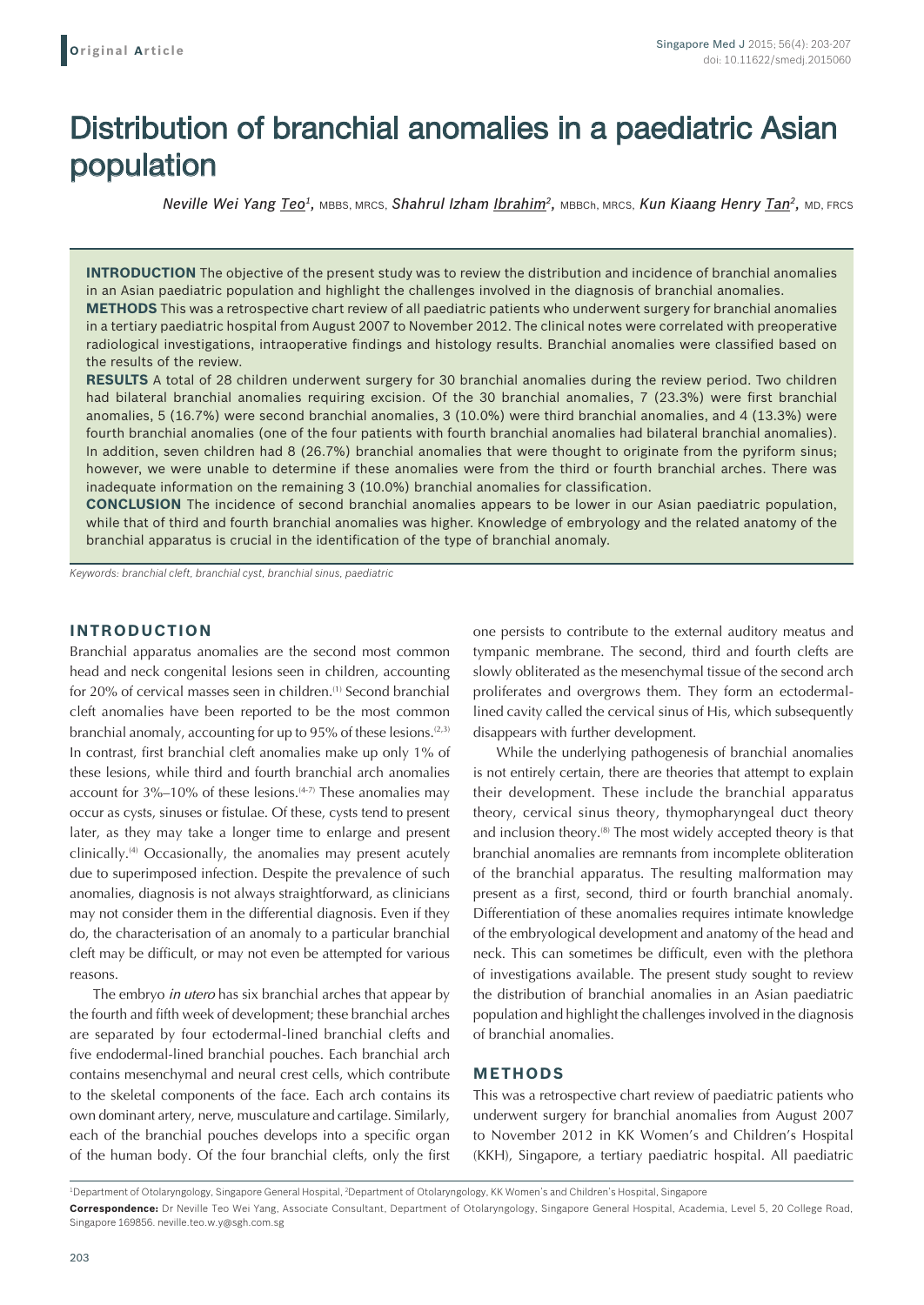Original Article

# Distribution of branchial anomalies in a paediatric Asian population

*Neville Wei Yang Teo*[1], MBBS, MRCS, *Shahrul Izham Ibrahim*[2], MBBCh, MRCS, *Kun Kiaang Henry Tan*[2], MD, FRCS

**INTRODUCTION** The objective of the present study was to review the distribution and incidence of branchial anomalies in an Asian paediatric population and highlight the challenges involved in the diagnosis of branchial anomalies.

**METHODS** This was a retrospective chart review of all paediatric patients who underwent surgery for branchial anomalies in a tertiary paediatric hospital from August 2007 to November 2012. The clinical notes were correlated with preoperative radiological investigations, intraoperative findings and histology results. Branchial anomalies were classified based on the results of the review.

**RESULTS** A total of 28 children underwent surgery for 30 branchial anomalies during the review period. Two children had bilateral branchial anomalies requiring excision. Of the 30 branchial anomalies, 7 (23.3%) were first branchial anomalies, 5 (16.7%) were second branchial anomalies, 3 (10.0%) were third branchial anomalies, and 4 (13.3%) were fourth branchial anomalies (one of the four patients with fourth branchial anomalies had bilateral branchial anomalies). In addition, seven children had 8 (26.7%) branchial anomalies that were thought to originate from the pyriform sinus; however, we were unable to determine if these anomalies were from the third or fourth branchial arches. There was inadequate information on the remaining 3 (10.0%) branchial anomalies for classification.

**CONCLUSION** The incidence of second branchial anomalies appears to be lower in our Asian paediatric population, while that of third and fourth branchial anomalies was higher. Knowledge of embryology and the related anatomy of the branchial apparatus is crucial in the identification of the type of branchial anomaly.

*Keywords: branchial cleft, branchial cyst, branchial sinus, paediatric*

## INTRODUCTION

Branchial apparatus anomalies are the second most common head and neck congenital lesions seen in children, accounting for 20% of cervical masses seen in children.[1] Second branchial cleft anomalies have been reported to be the most common branchial anomaly, accounting for up to 95% of these lesions.[2,3] In contrast, first branchial cleft anomalies make up only 1% of these lesions, while third and fourth branchial arch anomalies account for 3%–10% of these lesions.[4-7] These anomalies may occur as cysts, sinuses or fistulae. Of these, cysts tend to present later, as they may take a longer time to enlarge and present clinically.[4] Occasionally, the anomalies may present acutely due to superimposed infection. Despite the prevalence of such anomalies, diagnosis is not always straightforward, as clinicians may not consider them in the differential diagnosis. Even if they do, the characterisation of an anomaly to a particular branchial cleft may be difficult, or may not even be attempted for various reasons.

The embryo *in utero* has six branchial arches that appear by the fourth and fifth week of development; these branchial arches are separated by four ectodermal-lined branchial clefts and five endodermal-lined branchial pouches. Each branchial arch contains mesenchymal and neural crest cells, which contribute to the skeletal components of the face. Each arch contains its own dominant artery, nerve, musculature and cartilage. Similarly, each of the branchial pouches develops into a specific organ of the human body. Of the four branchial clefts, only the first one persists to contribute to the external auditory meatus and tympanic membrane. The second, third and fourth clefts are slowly obliterated as the mesenchymal tissue of the second arch proliferates and overgrows them. They form an ectodermal-lined cavity called the cervical sinus of His, which subsequently disappears with further development.

While the underlying pathogenesis of branchial anomalies is not entirely certain, there are theories that attempt to explain their development. These include the branchial apparatus theory, cervical sinus theory, thymopharyngeal duct theory and inclusion theory.[8] The most widely accepted theory is that branchial anomalies are remnants from incomplete obliteration of the branchial apparatus. The resulting malformation may present as a first, second, third or fourth branchial anomaly. Differentiation of these anomalies requires intimate knowledge of the embryological development and anatomy of the head and neck. This can sometimes be difficult, even with the plethora of investigations available. The present study sought to review the distribution of branchial anomalies in an Asian paediatric population and highlight the challenges involved in the diagnosis of branchial anomalies.

## METHODS

This was a retrospective chart review of paediatric patients who underwent surgery for branchial anomalies from August 2007 to November 2012 in KK Women's and Children's Hospital (KKH), Singapore, a tertiary paediatric hospital. All paediatric

[1]Department of Otolaryngology, Singapore General Hospital, [2]Department of Otolaryngology, KK Women's and Children's Hospital, Singapore

**Correspondence:** Dr Neville Teo Wei Yang, Associate Consultant, Department of Otolaryngology, Singapore General Hospital, Academia, Level 5, 20 College Road, Singapore 169856. neville.teo.w.y@sgh.com.sg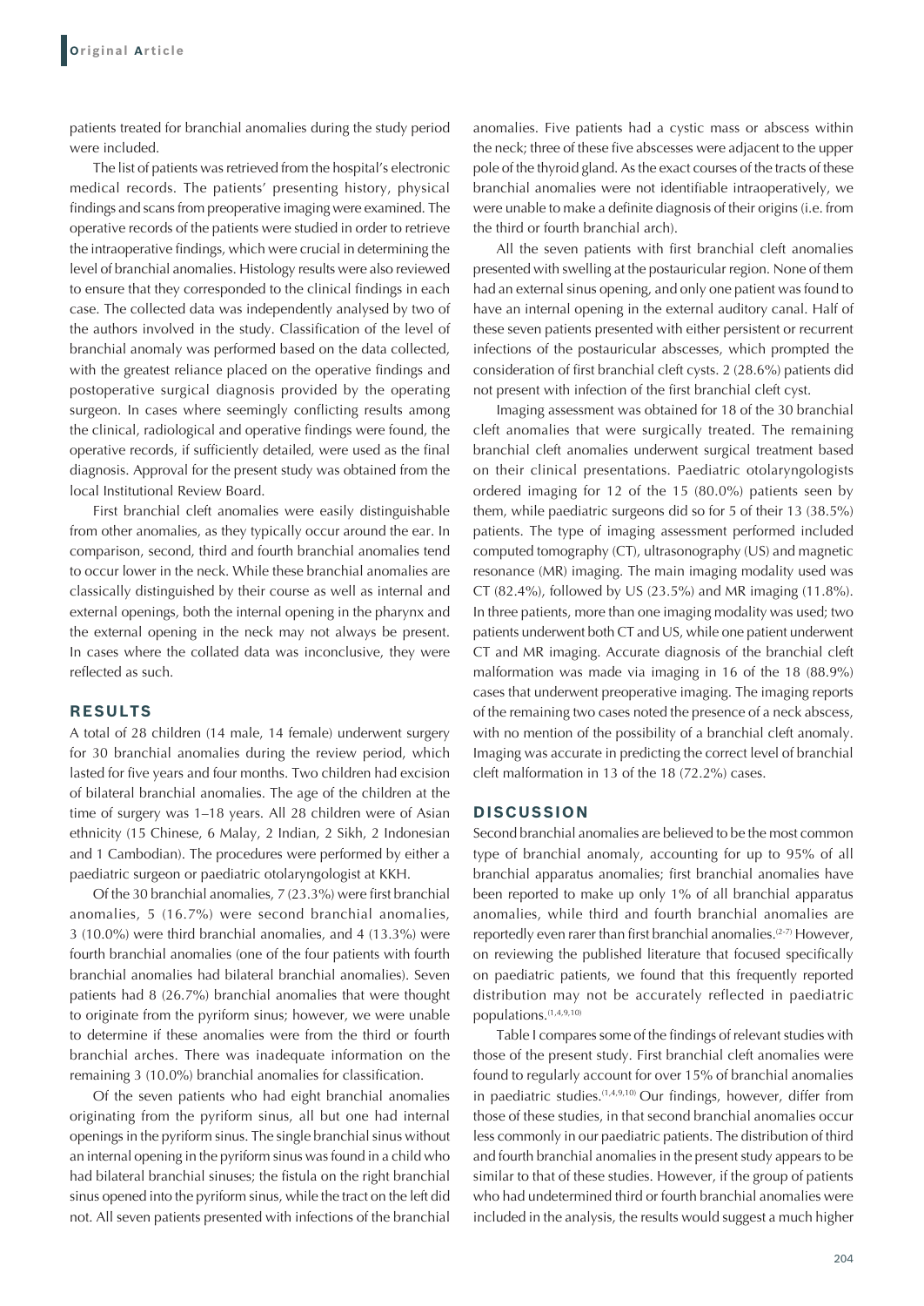patients treated for branchial anomalies during the study period were included.

The list of patients was retrieved from the hospital's electronic medical records. The patients' presenting history, physical findings and scans from preoperative imaging were examined. The operative records of the patients were studied in order to retrieve the intraoperative findings, which were crucial in determining the level of branchial anomalies. Histology results were also reviewed to ensure that they corresponded to the clinical findings in each case. The collected data was independently analysed by two of the authors involved in the study. Classification of the level of branchial anomaly was performed based on the data collected, with the greatest reliance placed on the operative findings and postoperative surgical diagnosis provided by the operating surgeon. In cases where seemingly conflicting results among the clinical, radiological and operative findings were found, the operative records, if sufficiently detailed, were used as the final diagnosis. Approval for the present study was obtained from the local Institutional Review Board.

First branchial cleft anomalies were easily distinguishable from other anomalies, as they typically occur around the ear. In comparison, second, third and fourth branchial anomalies tend to occur lower in the neck. While these branchial anomalies are classically distinguished by their course as well as internal and external openings, both the internal opening in the pharynx and the external opening in the neck may not always be present. In cases where the collated data was inconclusive, they were reflected as such.

## RESULTS

A total of 28 children (14 male, 14 female) underwent surgery for 30 branchial anomalies during the review period, which lasted for five years and four months. Two children had excision of bilateral branchial anomalies. The age of the children at the time of surgery was 1–18 years. All 28 children were of Asian ethnicity (15 Chinese, 6 Malay, 2 Indian, 2 Sikh, 2 Indonesian and 1 Cambodian). The procedures were performed by either a paediatric surgeon or paediatric otolaryngologist at KKH.

Of the 30 branchial anomalies, 7 (23.3%) were first branchial anomalies, 5 (16.7%) were second branchial anomalies, 3 (10.0%) were third branchial anomalies, and 4 (13.3%) were fourth branchial anomalies (one of the four patients with fourth branchial anomalies had bilateral branchial anomalies). Seven patients had 8 (26.7%) branchial anomalies that were thought to originate from the pyriform sinus; however, we were unable to determine if these anomalies were from the third or fourth branchial arches. There was inadequate information on the remaining 3 (10.0%) branchial anomalies for classification.

Of the seven patients who had eight branchial anomalies originating from the pyriform sinus, all but one had internal openings in the pyriform sinus. The single branchial sinus without an internal opening in the pyriform sinus was found in a child who had bilateral branchial sinuses; the fistula on the right branchial sinus opened into the pyriform sinus, while the tract on the left did not. All seven patients presented with infections of the branchial anomalies. Five patients had a cystic mass or abscess within the neck; three of these five abscesses were adjacent to the upper pole of the thyroid gland. As the exact courses of the tracts of these branchial anomalies were not identifiable intraoperatively, we were unable to make a definite diagnosis of their origins (i.e. from the third or fourth branchial arch).

All the seven patients with first branchial cleft anomalies presented with swelling at the postauricular region. None of them had an external sinus opening, and only one patient was found to have an internal opening in the external auditory canal. Half of these seven patients presented with either persistent or recurrent infections of the postauricular abscesses, which prompted the consideration of first branchial cleft cysts. 2 (28.6%) patients did not present with infection of the first branchial cleft cyst.

Imaging assessment was obtained for 18 of the 30 branchial cleft anomalies that were surgically treated. The remaining branchial cleft anomalies underwent surgical treatment based on their clinical presentations. Paediatric otolaryngologists ordered imaging for 12 of the 15 (80.0%) patients seen by them, while paediatric surgeons did so for 5 of their 13 (38.5%) patients. The type of imaging assessment performed included computed tomography (CT), ultrasonography (US) and magnetic resonance (MR) imaging. The main imaging modality used was CT (82.4%), followed by US (23.5%) and MR imaging (11.8%). In three patients, more than one imaging modality was used; two patients underwent both CT and US, while one patient underwent CT and MR imaging. Accurate diagnosis of the branchial cleft malformation was made via imaging in 16 of the 18 (88.9%) cases that underwent preoperative imaging. The imaging reports of the remaining two cases noted the presence of a neck abscess, with no mention of the possibility of a branchial cleft anomaly. Imaging was accurate in predicting the correct level of branchial cleft malformation in 13 of the 18 (72.2%) cases.

## DISCUSSION

Second branchial anomalies are believed to be the most common type of branchial anomaly, accounting for up to 95% of all branchial apparatus anomalies; first branchial anomalies have been reported to make up only 1% of all branchial apparatus anomalies, while third and fourth branchial anomalies are reportedly even rarer than first branchial anomalies.[2-7] However, on reviewing the published literature that focused specifically on paediatric patients, we found that this frequently reported distribution may not be accurately reflected in paediatric populations.[1,4,9,10]

Table I compares some of the findings of relevant studies with those of the present study. First branchial cleft anomalies were found to regularly account for over 15% of branchial anomalies in paediatric studies.[1,4,9,10] Our findings, however, differ from those of these studies, in that second branchial anomalies occur less commonly in our paediatric patients. The distribution of third and fourth branchial anomalies in the present study appears to be similar to that of these studies. However, if the group of patients who had undetermined third or fourth branchial anomalies were included in the analysis, the results would suggest a much higher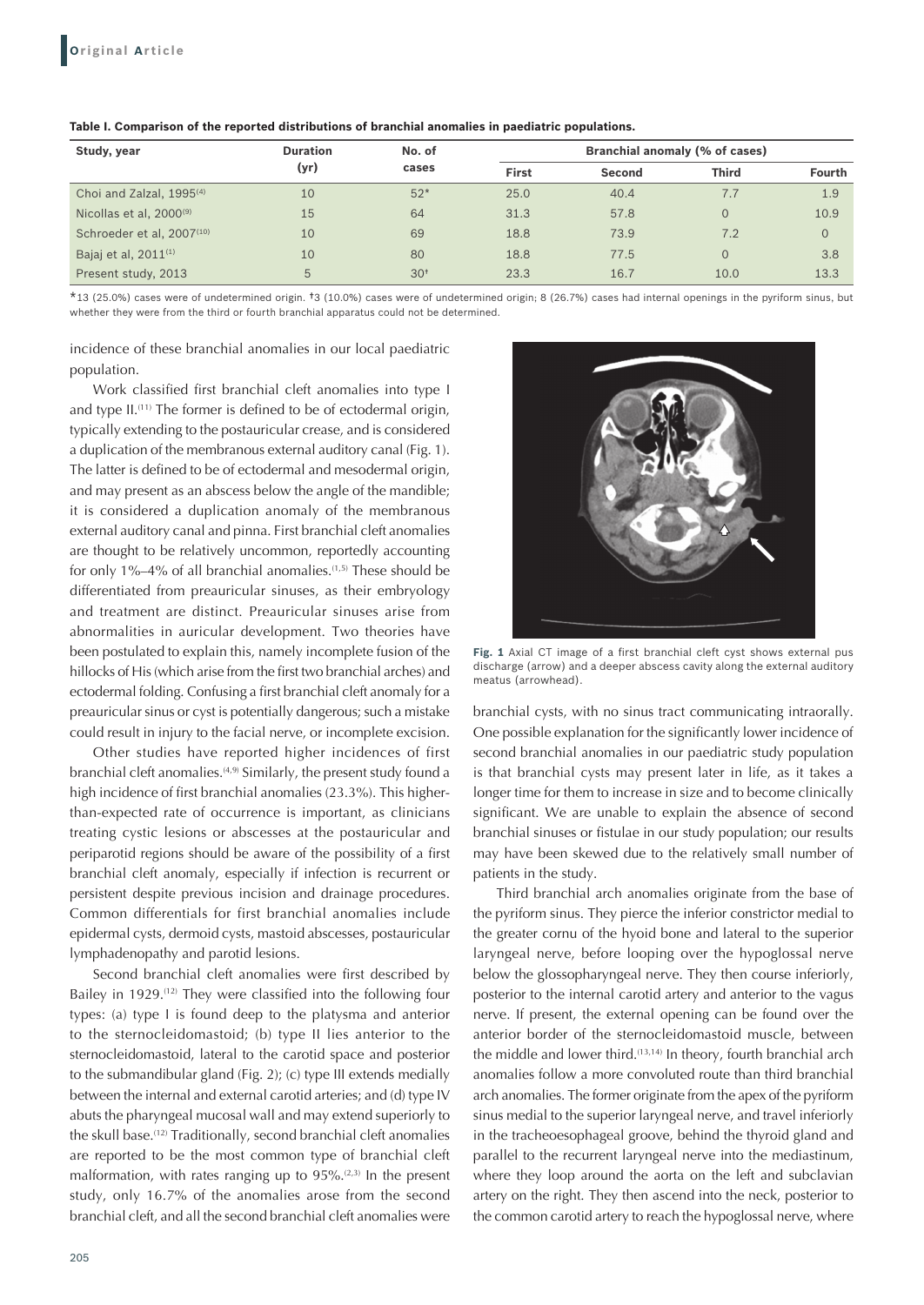**Table I. Comparison of the reported distributions of branchial anomalies in paediatric populations.**

| Study, year | Duration (yr) | No. of cases | Branchial anomaly (% of cases) | | | |
|---|---|---|---|---|---|---|
| | | | First | Second | Third | Fourth |
| Choi and Zalzal, 1995[4] | 10 | 52* | 25.0 | 40.4 | 7.7 | 1.9 |
| Nicollas et al, 2000[9] | 15 | 64 | 31.3 | 57.8 | 0 | 10.9 |
| Schroeder et al, 2007[10] | 10 | 69 | 18.8 | 73.9 | 7.2 | 0 |
| Bajaj et al, 2011[1] | 10 | 80 | 18.8 | 77.5 | 0 | 3.8 |
| Present study, 2013 | 5 | 30† | 23.3 | 16.7 | 10.0 | 13.3 |

*13 (25.0%) cases were of undetermined origin. †3 (10.0%) cases were of undetermined origin; 8 (26.7%) cases had internal openings in the pyriform sinus, but whether they were from the third or fourth branchial apparatus could not be determined.

incidence of these branchial anomalies in our local paediatric population.

Work classified first branchial cleft anomalies into type I and type II.[11] The former is defined to be of ectodermal origin, typically extending to the postauricular crease, and is considered a duplication of the membranous external auditory canal (Fig. 1). The latter is defined to be of ectodermal and mesodermal origin, and may present as an abscess below the angle of the mandible; it is considered a duplication anomaly of the membranous external auditory canal and pinna. First branchial cleft anomalies are thought to be relatively uncommon, reportedly accounting for only 1%–4% of all branchial anomalies.[1,5] These should be differentiated from preauricular sinuses, as their embryology and treatment are distinct. Preauricular sinuses arise from abnormalities in auricular development. Two theories have been postulated to explain this, namely incomplete fusion of the hillocks of His (which arise from the first two branchial arches) and ectodermal folding. Confusing a first branchial cleft anomaly for a preauricular sinus or cyst is potentially dangerous; such a mistake could result in injury to the facial nerve, or incomplete excision.

Other studies have reported higher incidences of first branchial cleft anomalies.[4,9] Similarly, the present study found a high incidence of first branchial anomalies (23.3%). This higher-than-expected rate of occurrence is important, as clinicians treating cystic lesions or abscesses at the postauricular and periparotid regions should be aware of the possibility of a first branchial cleft anomaly, especially if infection is recurrent or persistent despite previous incision and drainage procedures. Common differentials for first branchial anomalies include epidermal cysts, dermoid cysts, mastoid abscesses, postauricular lymphadenopathy and parotid lesions.

Second branchial cleft anomalies were first described by Bailey in 1929.[12] They were classified into the following four types: (a) type I is found deep to the platysma and anterior to the sternocleidomastoid; (b) type II lies anterior to the sternocleidomastoid, lateral to the carotid space and posterior to the submandibular gland (Fig. 2); (c) type III extends medially between the internal and external carotid arteries; and (d) type IV abuts the pharyngeal mucosal wall and may extend superiorly to the skull base.[12] Traditionally, second branchial cleft anomalies are reported to be the most common type of branchial cleft malformation, with rates ranging up to 95%.[2,3] In the present study, only 16.7% of the anomalies arose from the second branchial cleft, and all the second branchial cleft anomalies were branchial cysts, with no sinus tract communicating intraorally. One possible explanation for the significantly lower incidence of second branchial anomalies in our paediatric study population is that branchial cysts may present later in life, as it takes a longer time for them to increase in size and to become clinically significant. We are unable to explain the absence of second branchial sinuses or fistulae in our study population; our results may have been skewed due to the relatively small number of patients in the study.

**Fig. 1** Axial CT image of a first branchial cleft cyst shows external pus discharge (arrow) and a deeper abscess cavity along the external auditory meatus (arrowhead).

Third branchial arch anomalies originate from the base of the pyriform sinus. They pierce the inferior constrictor medial to the greater cornu of the hyoid bone and lateral to the superior laryngeal nerve, before looping over the hypoglossal nerve below the glossopharyngeal nerve. They then course inferiorly, posterior to the internal carotid artery and anterior to the vagus nerve. If present, the external opening can be found over the anterior border of the sternocleidomastoid muscle, between the middle and lower third.[13,14] In theory, fourth branchial arch anomalies follow a more convoluted route than third branchial arch anomalies. The former originate from the apex of the pyriform sinus medial to the superior laryngeal nerve, and travel inferiorly in the tracheoesophageal groove, behind the thyroid gland and parallel to the recurrent laryngeal nerve into the mediastinum, where they loop around the aorta on the left and subclavian artery on the right. They then ascend into the neck, posterior to the common carotid artery to reach the hypoglossal nerve, where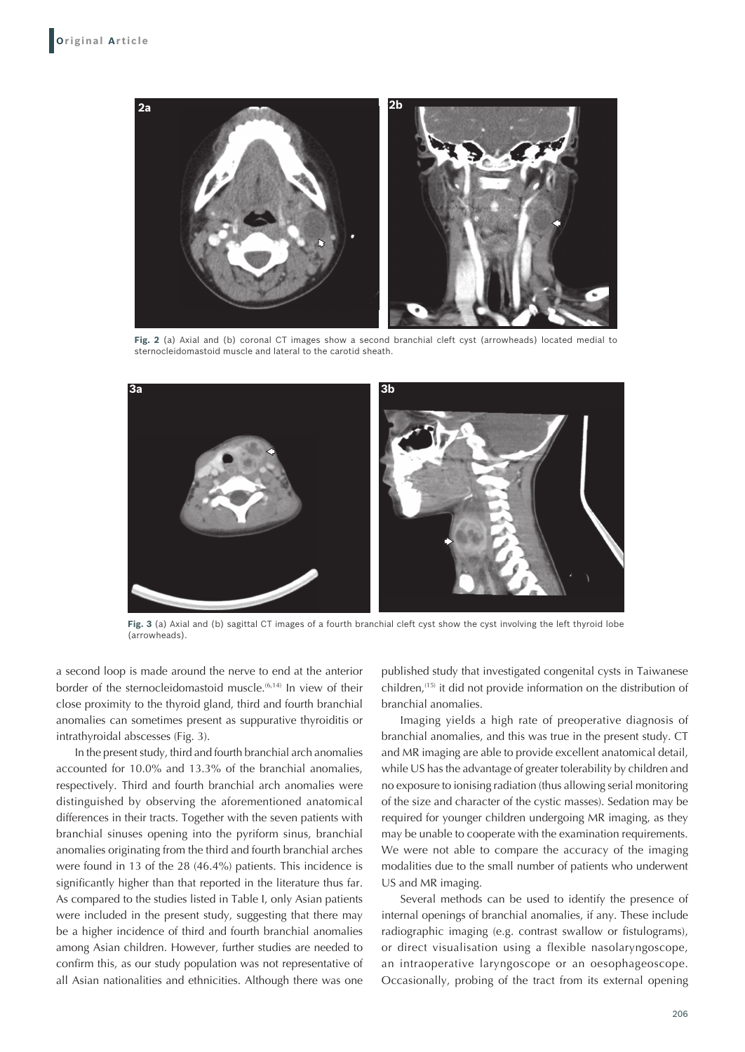**Fig. 2** (a) Axial and (b) coronal CT images show a second branchial cleft cyst (arrowheads) located medial to sternocleidomastoid muscle and lateral to the carotid sheath.

**Fig. 3** (a) Axial and (b) sagittal CT images of a fourth branchial cleft cyst show the cyst involving the left thyroid lobe (arrowheads).

a second loop is made around the nerve to end at the anterior border of the sternocleidomastoid muscle.[6,14] In view of their close proximity to the thyroid gland, third and fourth branchial anomalies can sometimes present as suppurative thyroiditis or intrathyroidal abscesses (Fig. 3).

In the present study, third and fourth branchial arch anomalies accounted for 10.0% and 13.3% of the branchial anomalies, respectively. Third and fourth branchial arch anomalies were distinguished by observing the aforementioned anatomical differences in their tracts. Together with the seven patients with branchial sinuses opening into the pyriform sinus, branchial anomalies originating from the third and fourth branchial arches were found in 13 of the 28 (46.4%) patients. This incidence is significantly higher than that reported in the literature thus far. As compared to the studies listed in Table I, only Asian patients were included in the present study, suggesting that there may be a higher incidence of third and fourth branchial anomalies among Asian children. However, further studies are needed to confirm this, as our study population was not representative of all Asian nationalities and ethnicities. Although there was one published study that investigated congenital cysts in Taiwanese children,[15] it did not provide information on the distribution of branchial anomalies.

Imaging yields a high rate of preoperative diagnosis of branchial anomalies, and this was true in the present study. CT and MR imaging are able to provide excellent anatomical detail, while US has the advantage of greater tolerability by children and no exposure to ionising radiation (thus allowing serial monitoring of the size and character of the cystic masses). Sedation may be required for younger children undergoing MR imaging, as they may be unable to cooperate with the examination requirements. We were not able to compare the accuracy of the imaging modalities due to the small number of patients who underwent US and MR imaging.

Several methods can be used to identify the presence of internal openings of branchial anomalies, if any. These include radiographic imaging (e.g. contrast swallow or fistulograms), or direct visualisation using a flexible nasolaryngoscope, an intraoperative laryngoscope or an oesophageoscope. Occasionally, probing of the tract from its external opening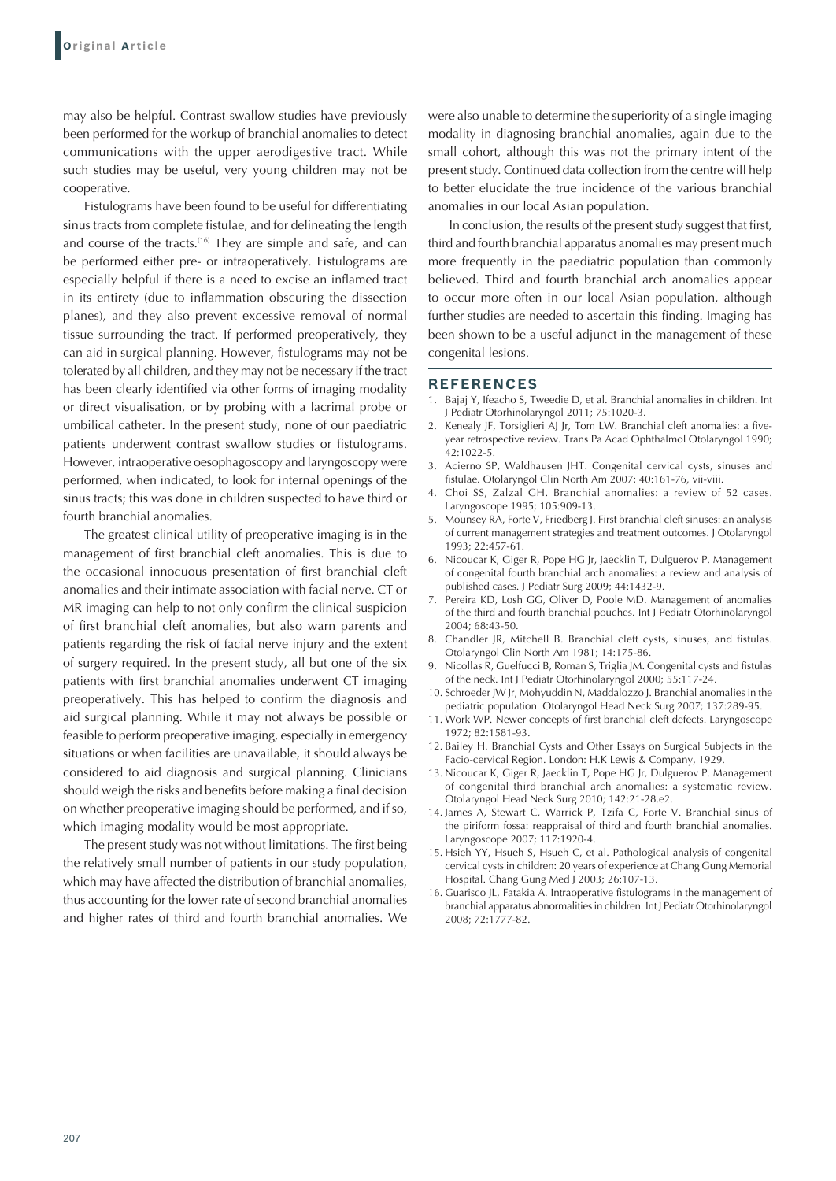may also be helpful. Contrast swallow studies have previously been performed for the workup of branchial anomalies to detect communications with the upper aerodigestive tract. While such studies may be useful, very young children may not be cooperative.

Fistulograms have been found to be useful for differentiating sinus tracts from complete fistulae, and for delineating the length and course of the tracts.[16] They are simple and safe, and can be performed either pre- or intraoperatively. Fistulograms are especially helpful if there is a need to excise an inflamed tract in its entirety (due to inflammation obscuring the dissection planes), and they also prevent excessive removal of normal tissue surrounding the tract. If performed preoperatively, they can aid in surgical planning. However, fistulograms may not be tolerated by all children, and they may not be necessary if the tract has been clearly identified via other forms of imaging modality or direct visualisation, or by probing with a lacrimal probe or umbilical catheter. In the present study, none of our paediatric patients underwent contrast swallow studies or fistulograms. However, intraoperative oesophagoscopy and laryngoscopy were performed, when indicated, to look for internal openings of the sinus tracts; this was done in children suspected to have third or fourth branchial anomalies.

The greatest clinical utility of preoperative imaging is in the management of first branchial cleft anomalies. This is due to the occasional innocuous presentation of first branchial cleft anomalies and their intimate association with facial nerve. CT or MR imaging can help to not only confirm the clinical suspicion of first branchial cleft anomalies, but also warn parents and patients regarding the risk of facial nerve injury and the extent of surgery required. In the present study, all but one of the six patients with first branchial anomalies underwent CT imaging preoperatively. This has helped to confirm the diagnosis and aid surgical planning. While it may not always be possible or feasible to perform preoperative imaging, especially in emergency situations or when facilities are unavailable, it should always be considered to aid diagnosis and surgical planning. Clinicians should weigh the risks and benefits before making a final decision on whether preoperative imaging should be performed, and if so, which imaging modality would be most appropriate.

The present study was not without limitations. The first being the relatively small number of patients in our study population, which may have affected the distribution of branchial anomalies, thus accounting for the lower rate of second branchial anomalies and higher rates of third and fourth branchial anomalies. We were also unable to determine the superiority of a single imaging modality in diagnosing branchial anomalies, again due to the small cohort, although this was not the primary intent of the present study. Continued data collection from the centre will help to better elucidate the true incidence of the various branchial anomalies in our local Asian population.

In conclusion, the results of the present study suggest that first, third and fourth branchial apparatus anomalies may present much more frequently in the paediatric population than commonly believed. Third and fourth branchial arch anomalies appear to occur more often in our local Asian population, although further studies are needed to ascertain this finding. Imaging has been shown to be a useful adjunct in the management of these congenital lesions.

## REFERENCES

1. Bajaj Y, Ifeacho S, Tweedie D, et al. Branchial anomalies in children. Int J Pediatr Otorhinolaryngol 2011; 75:1020-3.
2. Kenealy JF, Torsiglieri AJ Jr, Tom LW. Branchial cleft anomalies: a five-year retrospective review. Trans Pa Acad Ophthalmol Otolaryngol 1990; 42:1022-5.
3. Acierno SP, Waldhausen JHT. Congenital cervical cysts, sinuses and fistulae. Otolaryngol Clin North Am 2007; 40:161-76, vii-viii.
4. Choi SS, Zalzal GH. Branchial anomalies: a review of 52 cases. Laryngoscope 1995; 105:909-13.
5. Mounsey RA, Forte V, Friedberg J. First branchial cleft sinuses: an analysis of current management strategies and treatment outcomes. J Otolaryngol 1993; 22:457-61.
6. Nicoucar K, Giger R, Pope HG Jr, Jaecklin T, Dulguerov P. Management of congenital fourth branchial arch anomalies: a review and analysis of published cases. J Pediatr Surg 2009; 44:1432-9.
7. Pereira KD, Losh GG, Oliver D, Poole MD. Management of anomalies of the third and fourth branchial pouches. Int J Pediatr Otorhinolaryngol 2004; 68:43-50.
8. Chandler JR, Mitchell B. Branchial cleft cysts, sinuses, and fistulas. Otolaryngol Clin North Am 1981; 14:175-86.
9. Nicollas R, Guelfucci B, Roman S, Triglia JM. Congenital cysts and fistulas of the neck. Int J Pediatr Otorhinolaryngol 2000; 55:117-24.
10. Schroeder JW Jr, Mohyuddin N, Maddalozzo J. Branchial anomalies in the pediatric population. Otolaryngol Head Neck Surg 2007; 137:289-95.
11. Work WP. Newer concepts of first branchial cleft defects. Laryngoscope 1972; 82:1581-93.
12. Bailey H. Branchial Cysts and Other Essays on Surgical Subjects in the Facio-cervical Region. London: H.K Lewis & Company, 1929.
13. Nicoucar K, Giger R, Jaecklin T, Pope HG Jr, Dulguerov P. Management of congenital third branchial arch anomalies: a systematic review. Otolaryngol Head Neck Surg 2010; 142:21-28.e2.
14. James A, Stewart C, Warrick P, Tzifa C, Forte V. Branchial sinus of the piriform fossa: reappraisal of third and fourth branchial anomalies. Laryngoscope 2007; 117:1920-4.
15. Hsieh YY, Hsueh S, Hsueh C, et al. Pathological analysis of congenital cervical cysts in children: 20 years of experience at Chang Gung Memorial Hospital. Chang Gung Med J 2003; 26:107-13.
16. Guarisco JL, Fatakia A. Intraoperative fistulograms in the management of branchial apparatus abnormalities in children. Int J Pediatr Otorhinolaryngol 2008; 72:1777-82.